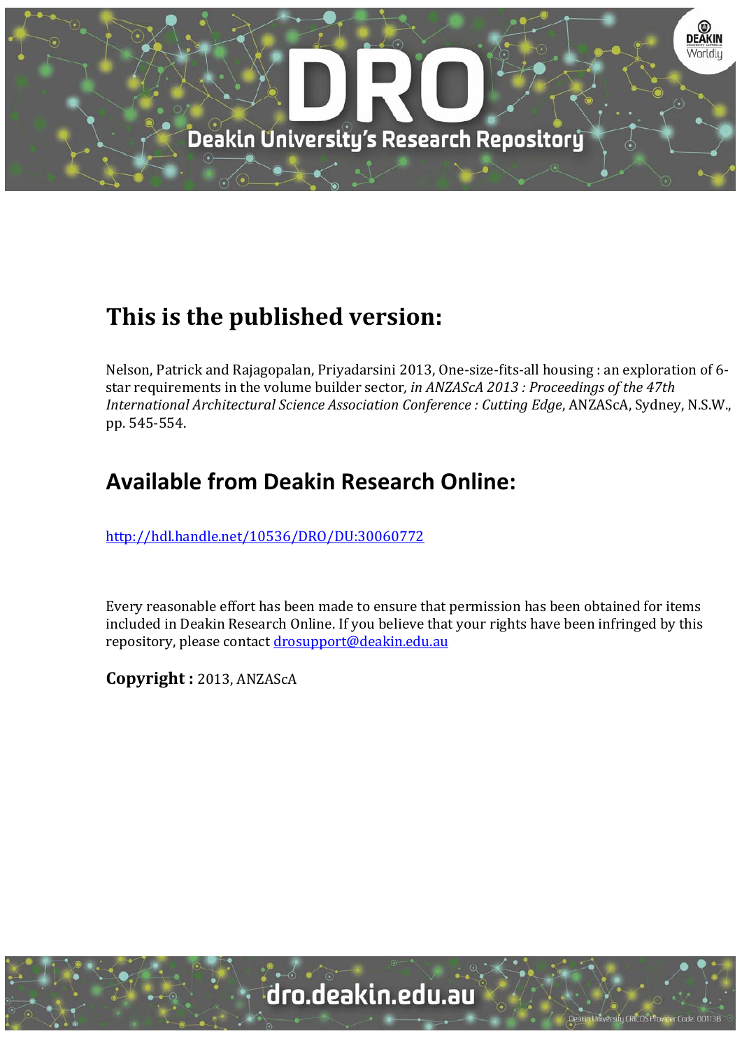# This is the published version:

Nelson, Patrick and Rajagopalan, Priyadarsini 2013, One-size-fits-all housing : an exploration of 6-star requirements in the volume builder sector*, in ANZAScA 2013 : Proceedings of the 47th International Architectural Science Association Conference : Cutting Edge*, ANZAScA, Sydney, N.S.W., pp. 545-554.

## Available from Deakin Research Online:

http://hdl.handle.net/10536/DRO/DU:30060772

Every reasonable effort has been made to ensure that permission has been obtained for items included in Deakin Research Online. If you believe that your rights have been infringed by this repository, please contact drosupport@deakin.edu.au

**Copyright :** 2013, ANZAScA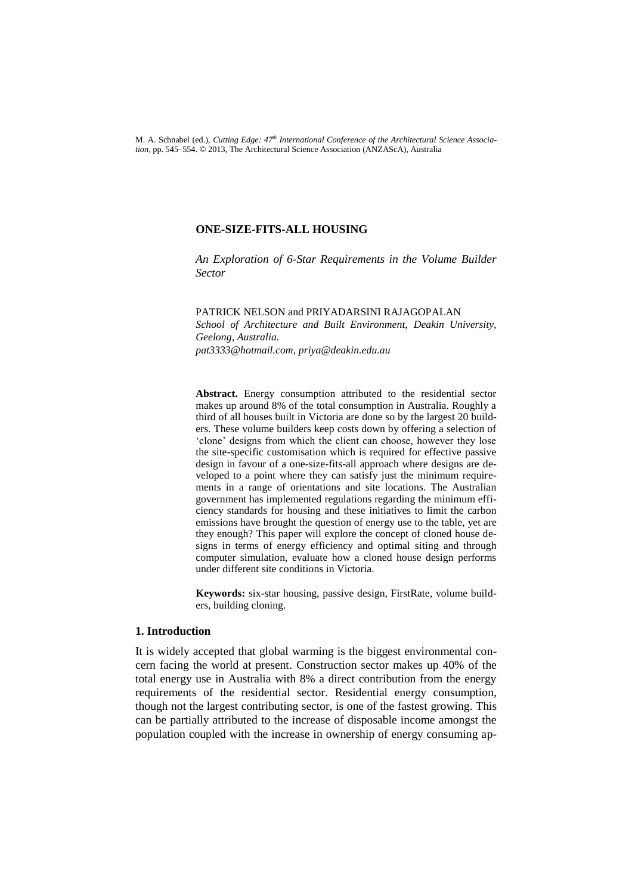# ONE-SIZE-FITS-ALL HOUSING

*An Exploration of 6-Star Requirements in the Volume Builder Sector*

PATRICK NELSON and PRIYADARSINI RAJAGOPALAN
*School of Architecture and Built Environment, Deakin University, Geelong, Australia.*
*pat3333@hotmail.com, priya@deakin.edu.au*

**Abstract.** Energy consumption attributed to the residential sector makes up around 8% of the total consumption in Australia. Roughly a third of all houses built in Victoria are done so by the largest 20 builders. These volume builders keep costs down by offering a selection of 'clone' designs from which the client can choose, however they lose the site-specific customisation which is required for effective passive design in favour of a one-size-fits-all approach where designs are developed to a point where they can satisfy just the minimum requirements in a range of orientations and site locations. The Australian government has implemented regulations regarding the minimum efficiency standards for housing and these initiatives to limit the carbon emissions have brought the question of energy use to the table, yet are they enough? This paper will explore the concept of cloned house designs in terms of energy efficiency and optimal siting and through computer simulation, evaluate how a cloned house design performs under different site conditions in Victoria.

**Keywords:** six-star housing, passive design, FirstRate, volume builders, building cloning.

## 1. Introduction

It is widely accepted that global warming is the biggest environmental concern facing the world at present. Construction sector makes up 40% of the total energy use in Australia with 8% a direct contribution from the energy requirements of the residential sector. Residential energy consumption, though not the largest contributing sector, is one of the fastest growing. This can be partially attributed to the increase of disposable income amongst the population coupled with the increase in ownership of energy consuming ap-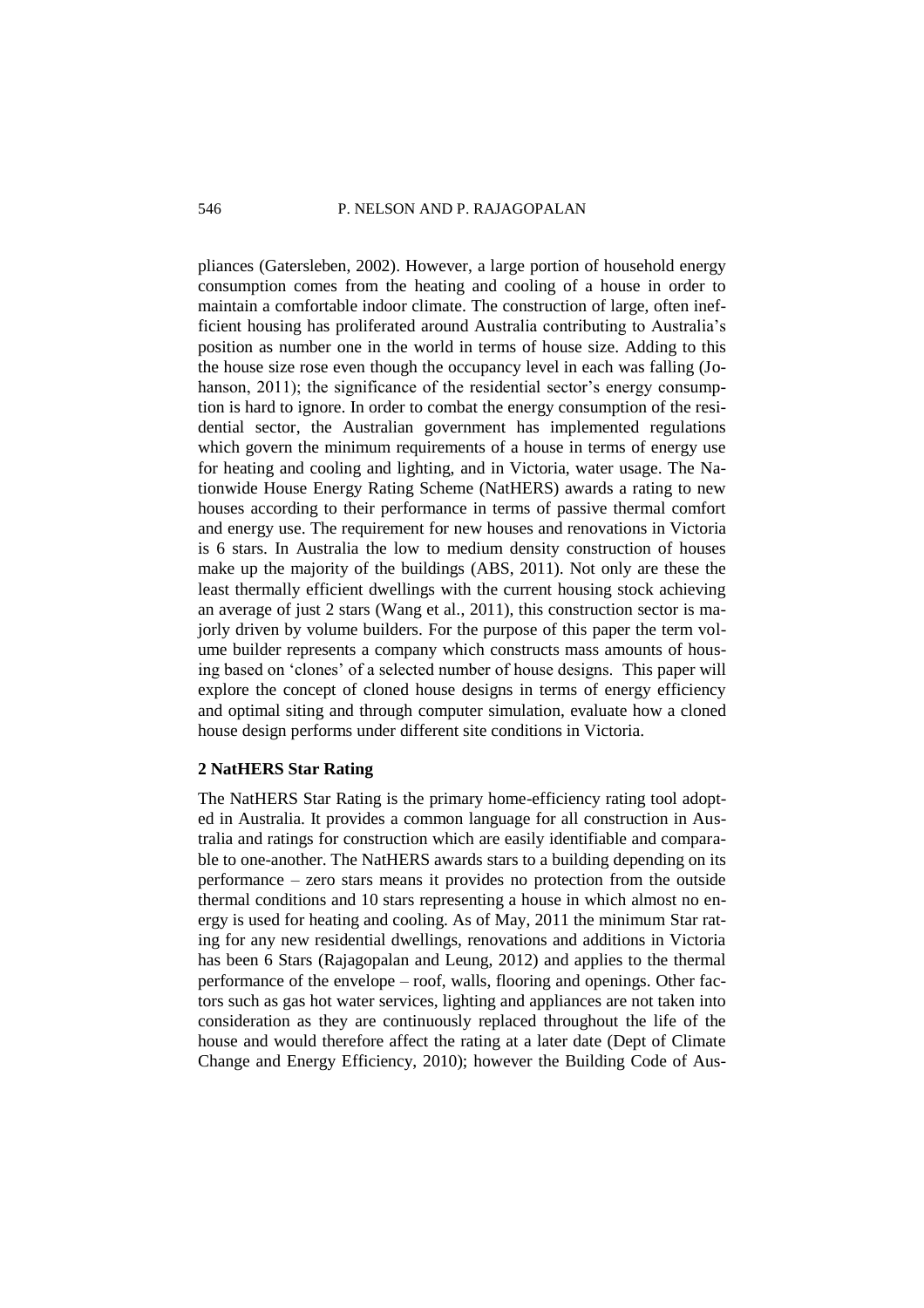pliances (Gatersleben, 2002). However, a large portion of household energy consumption comes from the heating and cooling of a house in order to maintain a comfortable indoor climate. The construction of large, often inefficient housing has proliferated around Australia contributing to Australia's position as number one in the world in terms of house size. Adding to this the house size rose even though the occupancy level in each was falling (Johanson, 2011); the significance of the residential sector's energy consumption is hard to ignore. In order to combat the energy consumption of the residential sector, the Australian government has implemented regulations which govern the minimum requirements of a house in terms of energy use for heating and cooling and lighting, and in Victoria, water usage. The Nationwide House Energy Rating Scheme (NatHERS) awards a rating to new houses according to their performance in terms of passive thermal comfort and energy use. The requirement for new houses and renovations in Victoria is 6 stars. In Australia the low to medium density construction of houses make up the majority of the buildings (ABS, 2011). Not only are these the least thermally efficient dwellings with the current housing stock achieving an average of just 2 stars (Wang et al., 2011), this construction sector is majorly driven by volume builders. For the purpose of this paper the term volume builder represents a company which constructs mass amounts of housing based on 'clones' of a selected number of house designs. This paper will explore the concept of cloned house designs in terms of energy efficiency and optimal siting and through computer simulation, evaluate how a cloned house design performs under different site conditions in Victoria.

## 2 NatHERS Star Rating

The NatHERS Star Rating is the primary home-efficiency rating tool adopted in Australia. It provides a common language for all construction in Australia and ratings for construction which are easily identifiable and comparable to one-another. The NatHERS awards stars to a building depending on its performance – zero stars means it provides no protection from the outside thermal conditions and 10 stars representing a house in which almost no energy is used for heating and cooling. As of May, 2011 the minimum Star rating for any new residential dwellings, renovations and additions in Victoria has been 6 Stars (Rajagopalan and Leung, 2012) and applies to the thermal performance of the envelope – roof, walls, flooring and openings. Other factors such as gas hot water services, lighting and appliances are not taken into consideration as they are continuously replaced throughout the life of the house and would therefore affect the rating at a later date (Dept of Climate Change and Energy Efficiency, 2010); however the Building Code of Aus-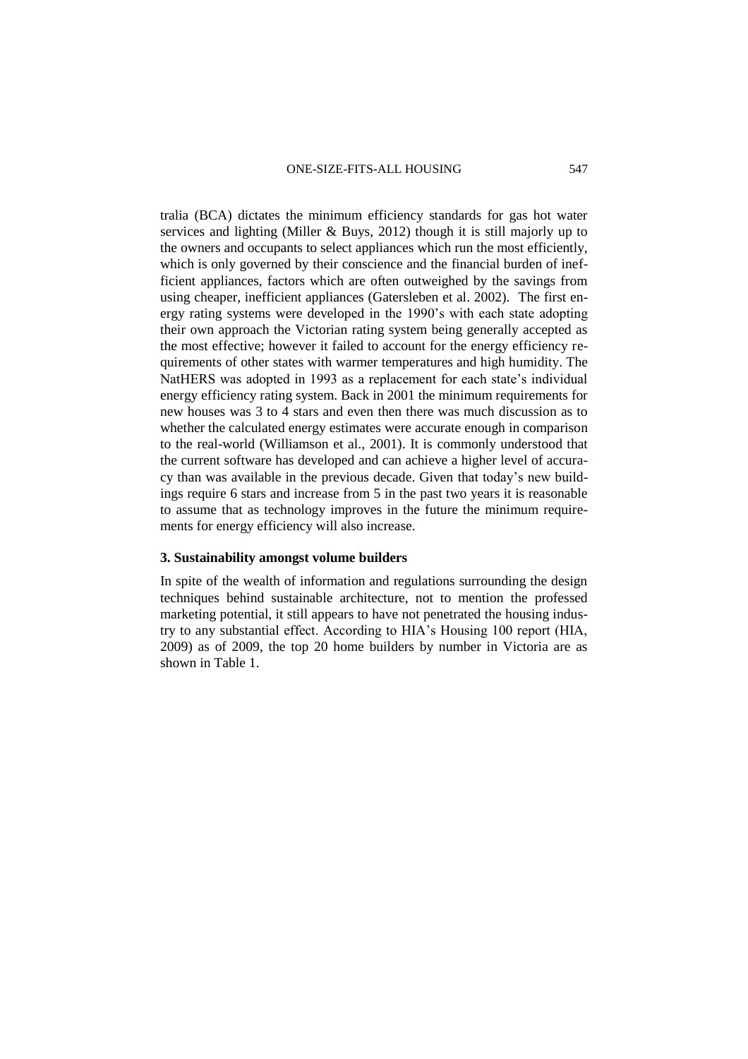tralia (BCA) dictates the minimum efficiency standards for gas hot water services and lighting (Miller & Buys, 2012) though it is still majorly up to the owners and occupants to select appliances which run the most efficiently, which is only governed by their conscience and the financial burden of inefficient appliances, factors which are often outweighed by the savings from using cheaper, inefficient appliances (Gatersleben et al. 2002). The first energy rating systems were developed in the 1990's with each state adopting their own approach the Victorian rating system being generally accepted as the most effective; however it failed to account for the energy efficiency requirements of other states with warmer temperatures and high humidity. The NatHERS was adopted in 1993 as a replacement for each state's individual energy efficiency rating system. Back in 2001 the minimum requirements for new houses was 3 to 4 stars and even then there was much discussion as to whether the calculated energy estimates were accurate enough in comparison to the real-world (Williamson et al., 2001). It is commonly understood that the current software has developed and can achieve a higher level of accuracy than was available in the previous decade. Given that today's new buildings require 6 stars and increase from 5 in the past two years it is reasonable to assume that as technology improves in the future the minimum requirements for energy efficiency will also increase.

### 3. Sustainability amongst volume builders

In spite of the wealth of information and regulations surrounding the design techniques behind sustainable architecture, not to mention the professed marketing potential, it still appears to have not penetrated the housing industry to any substantial effect. According to HIA's Housing 100 report (HIA, 2009) as of 2009, the top 20 home builders by number in Victoria are as shown in Table 1.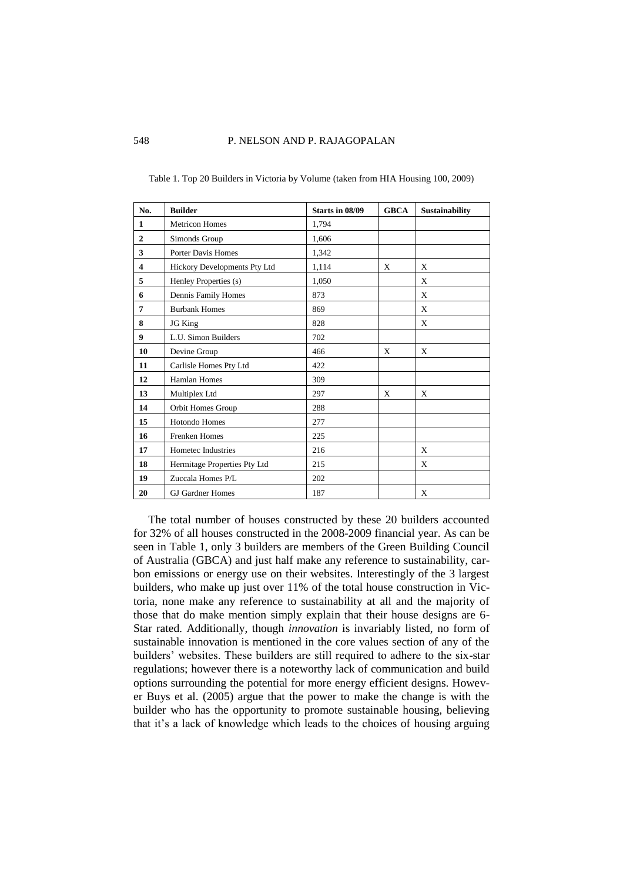Table 1. Top 20 Builders in Victoria by Volume (taken from HIA Housing 100, 2009)

| No. | Builder | Starts in 08/09 | GBCA | Sustainability |
|---|---|---|---|---|
| 1 | Metricon Homes | 1,794 | | |
| 2 | Simonds Group | 1,606 | | |
| 3 | Porter Davis Homes | 1,342 | | |
| 4 | Hickory Developments Pty Ltd | 1,114 | X | X |
| 5 | Henley Properties (s) | 1,050 | | X |
| 6 | Dennis Family Homes | 873 | | X |
| 7 | Burbank Homes | 869 | | X |
| 8 | JG King | 828 | | X |
| 9 | L.U. Simon Builders | 702 | | |
| 10 | Devine Group | 466 | X | X |
| 11 | Carlisle Homes Pty Ltd | 422 | | |
| 12 | Hamlan Homes | 309 | | |
| 13 | Multiplex Ltd | 297 | X | X |
| 14 | Orbit Homes Group | 288 | | |
| 15 | Hotondo Homes | 277 | | |
| 16 | Frenken Homes | 225 | | |
| 17 | Hometec Industries | 216 | | X |
| 18 | Hermitage Properties Pty Ltd | 215 | | X |
| 19 | Zuccala Homes P/L | 202 | | |
| 20 | GJ Gardner Homes | 187 | | X |

The total number of houses constructed by these 20 builders accounted for 32% of all houses constructed in the 2008-2009 financial year. As can be seen in Table 1, only 3 builders are members of the Green Building Council of Australia (GBCA) and just half make any reference to sustainability, carbon emissions or energy use on their websites. Interestingly of the 3 largest builders, who make up just over 11% of the total house construction in Victoria, none make any reference to sustainability at all and the majority of those that do make mention simply explain that their house designs are 6-Star rated. Additionally, though *innovation* is invariably listed, no form of sustainable innovation is mentioned in the core values section of any of the builders' websites. These builders are still required to adhere to the six-star regulations; however there is a noteworthy lack of communication and build options surrounding the potential for more energy efficient designs. However Buys et al. (2005) argue that the power to make the change is with the builder who has the opportunity to promote sustainable housing, believing that it's a lack of knowledge which leads to the choices of housing arguing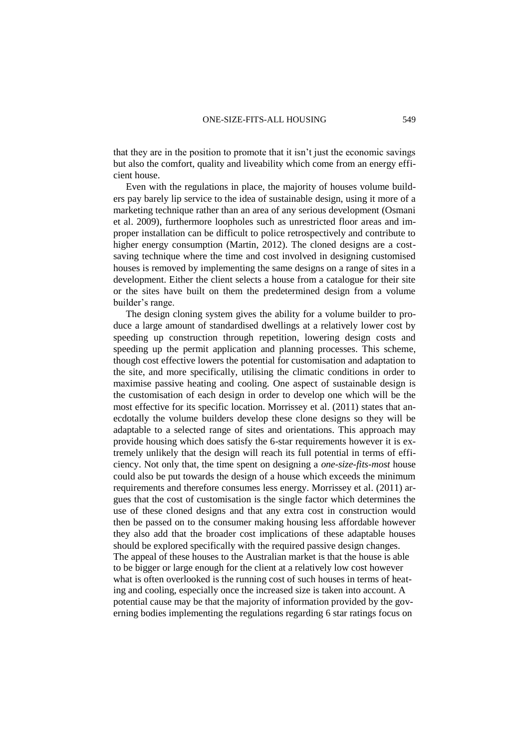that they are in the position to promote that it isn't just the economic savings but also the comfort, quality and liveability which come from an energy efficient house.

Even with the regulations in place, the majority of houses volume builders pay barely lip service to the idea of sustainable design, using it more of a marketing technique rather than an area of any serious development (Osmani et al. 2009), furthermore loopholes such as unrestricted floor areas and improper installation can be difficult to police retrospectively and contribute to higher energy consumption (Martin, 2012). The cloned designs are a cost-saving technique where the time and cost involved in designing customised houses is removed by implementing the same designs on a range of sites in a development. Either the client selects a house from a catalogue for their site or the sites have built on them the predetermined design from a volume builder's range.

The design cloning system gives the ability for a volume builder to produce a large amount of standardised dwellings at a relatively lower cost by speeding up construction through repetition, lowering design costs and speeding up the permit application and planning processes. This scheme, though cost effective lowers the potential for customisation and adaptation to the site, and more specifically, utilising the climatic conditions in order to maximise passive heating and cooling. One aspect of sustainable design is the customisation of each design in order to develop one which will be the most effective for its specific location. Morrissey et al. (2011) states that anecdotally the volume builders develop these clone designs so they will be adaptable to a selected range of sites and orientations. This approach may provide housing which does satisfy the 6-star requirements however it is extremely unlikely that the design will reach its full potential in terms of efficiency. Not only that, the time spent on designing a *one-size-fits-most* house could also be put towards the design of a house which exceeds the minimum requirements and therefore consumes less energy. Morrissey et al. (2011) argues that the cost of customisation is the single factor which determines the use of these cloned designs and that any extra cost in construction would then be passed on to the consumer making housing less affordable however they also add that the broader cost implications of these adaptable houses should be explored specifically with the required passive design changes.
The appeal of these houses to the Australian market is that the house is able to be bigger or large enough for the client at a relatively low cost however what is often overlooked is the running cost of such houses in terms of heating and cooling, especially once the increased size is taken into account. A potential cause may be that the majority of information provided by the governing bodies implementing the regulations regarding 6 star ratings focus on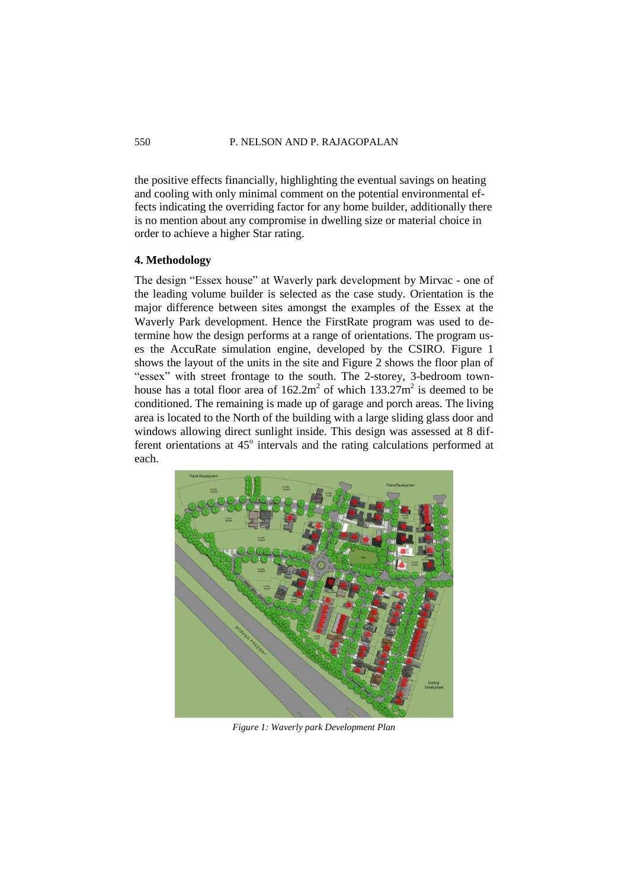the positive effects financially, highlighting the eventual savings on heating and cooling with only minimal comment on the potential environmental effects indicating the overriding factor for any home builder, additionally there is no mention about any compromise in dwelling size or material choice in order to achieve a higher Star rating.

## 4. Methodology

The design "Essex house" at Waverly park development by Mirvac - one of the leading volume builder is selected as the case study. Orientation is the major difference between sites amongst the examples of the Essex at the Waverly Park development. Hence the FirstRate program was used to determine how the design performs at a range of orientations. The program uses the AccuRate simulation engine, developed by the CSIRO. Figure 1 shows the layout of the units in the site and Figure 2 shows the floor plan of "essex" with street frontage to the south. The 2-storey, 3-bedroom townhouse has a total floor area of $162.2m^2$ of which $133.27m^2$ is deemed to be conditioned. The remaining is made up of garage and porch areas. The living area is located to the North of the building with a large sliding glass door and windows allowing direct sunlight inside. This design was assessed at 8 different orientations at $45^o$ intervals and the rating calculations performed at each.

*Figure 1: Waverly park Development Plan*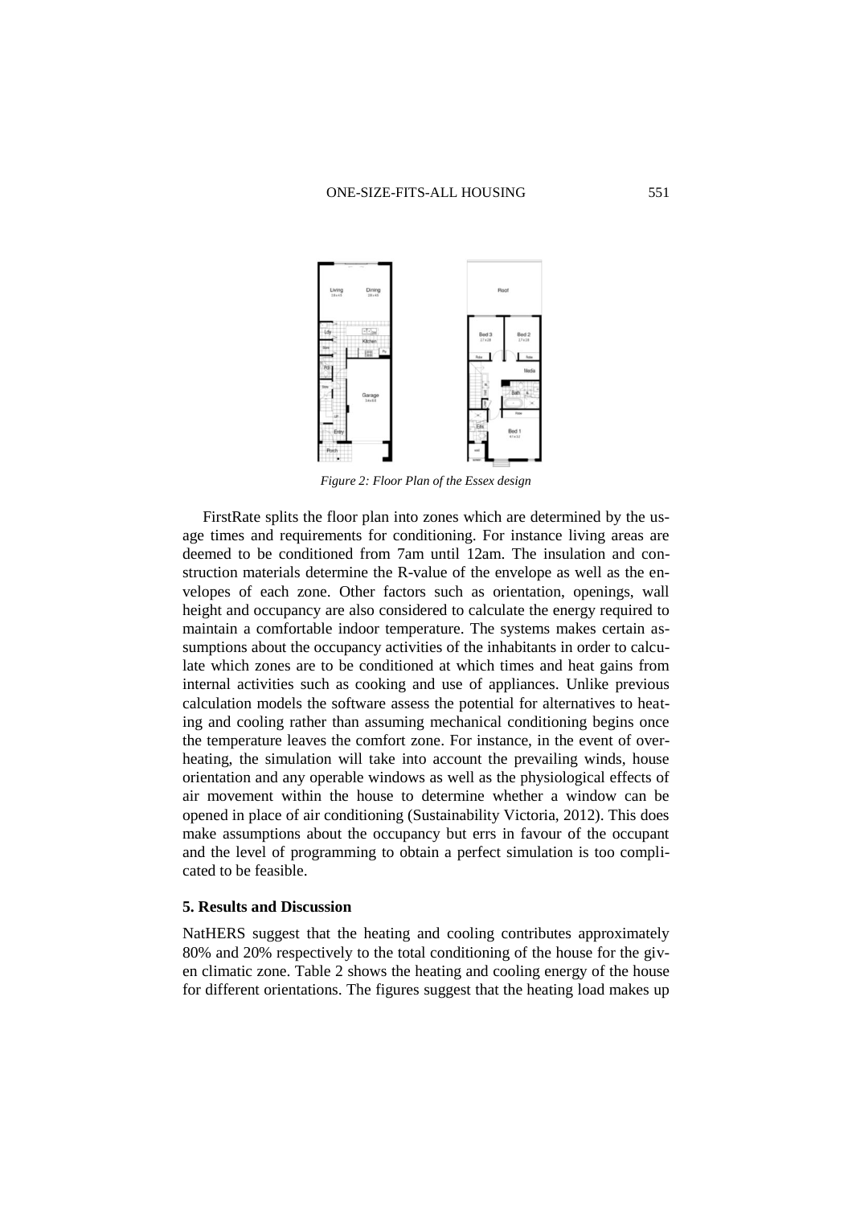*Figure 2: Floor Plan of the Essex design*

FirstRate splits the floor plan into zones which are determined by the usage times and requirements for conditioning. For instance living areas are deemed to be conditioned from 7am until 12am. The insulation and construction materials determine the R-value of the envelope as well as the envelopes of each zone. Other factors such as orientation, openings, wall height and occupancy are also considered to calculate the energy required to maintain a comfortable indoor temperature. The systems makes certain assumptions about the occupancy activities of the inhabitants in order to calculate which zones are to be conditioned at which times and heat gains from internal activities such as cooking and use of appliances. Unlike previous calculation models the software assess the potential for alternatives to heating and cooling rather than assuming mechanical conditioning begins once the temperature leaves the comfort zone. For instance, in the event of overheating, the simulation will take into account the prevailing winds, house orientation and any operable windows as well as the physiological effects of air movement within the house to determine whether a window can be opened in place of air conditioning (Sustainability Victoria, 2012). This does make assumptions about the occupancy but errs in favour of the occupant and the level of programming to obtain a perfect simulation is too complicated to be feasible.

### 5. Results and Discussion

NatHERS suggest that the heating and cooling contributes approximately 80% and 20% respectively to the total conditioning of the house for the given climatic zone. Table 2 shows the heating and cooling energy of the house for different orientations. The figures suggest that the heating load makes up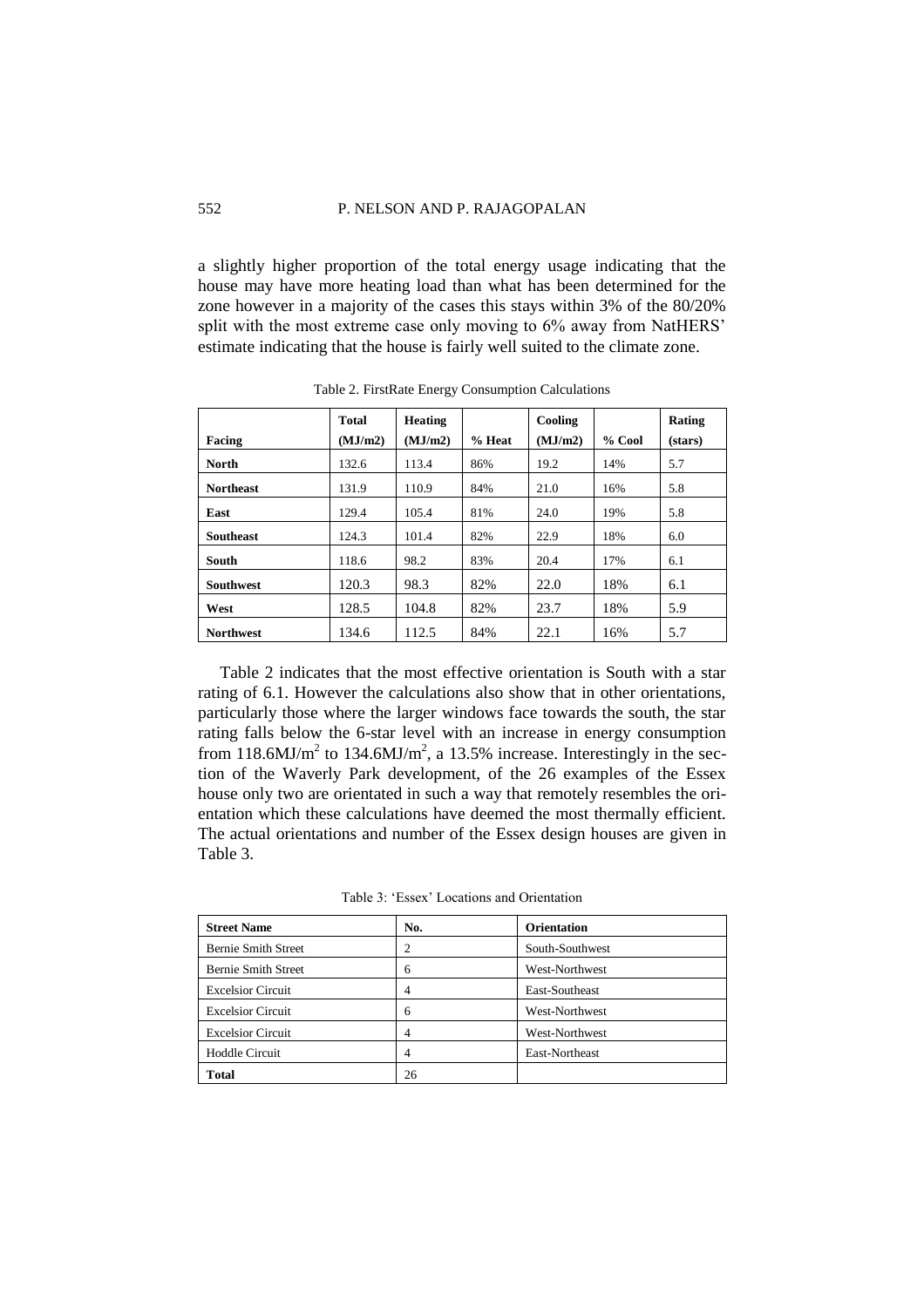a slightly higher proportion of the total energy usage indicating that the house may have more heating load than what has been determined for the zone however in a majority of the cases this stays within 3% of the 80/20% split with the most extreme case only moving to 6% away from NatHERS' estimate indicating that the house is fairly well suited to the climate zone.

Table 2. FirstRate Energy Consumption Calculations

| Facing | Total (MJ/m2) | Heating (MJ/m2) | % Heat | Cooling (MJ/m2) | % Cool | Rating (stars) |
|---|---|---|---|---|---|---|
| **North** | 132.6 | 113.4 | 86% | 19.2 | 14% | 5.7 |
| **Northeast** | 131.9 | 110.9 | 84% | 21.0 | 16% | 5.8 |
| **East** | 129.4 | 105.4 | 81% | 24.0 | 19% | 5.8 |
| **Southeast** | 124.3 | 101.4 | 82% | 22.9 | 18% | 6.0 |
| **South** | 118.6 | 98.2 | 83% | 20.4 | 17% | 6.1 |
| **Southwest** | 120.3 | 98.3 | 82% | 22.0 | 18% | 6.1 |
| **West** | 128.5 | 104.8 | 82% | 23.7 | 18% | 5.9 |
| **Northwest** | 134.6 | 112.5 | 84% | 22.1 | 16% | 5.7 |

Table 2 indicates that the most effective orientation is South with a star rating of 6.1. However the calculations also show that in other orientations, particularly those where the larger windows face towards the south, the star rating falls below the 6-star level with an increase in energy consumption from 118.6MJ/m$^2$ to 134.6MJ/m$^2$, a 13.5% increase. Interestingly in the section of the Waverly Park development, of the 26 examples of the Essex house only two are orientated in such a way that remotely resembles the orientation which these calculations have deemed the most thermally efficient. The actual orientations and number of the Essex design houses are given in Table 3.

Table 3: 'Essex' Locations and Orientation

| Street Name | No. | Orientation |
|---|---|---|
| Bernie Smith Street | 2 | South-Southwest |
| Bernie Smith Street | 6 | West-Northwest |
| Excelsior Circuit | 4 | East-Southeast |
| Excelsior Circuit | 6 | West-Northwest |
| Excelsior Circuit | 4 | West-Northwest |
| Hoddle Circuit | 4 | East-Northeast |
| **Total** | 26 | |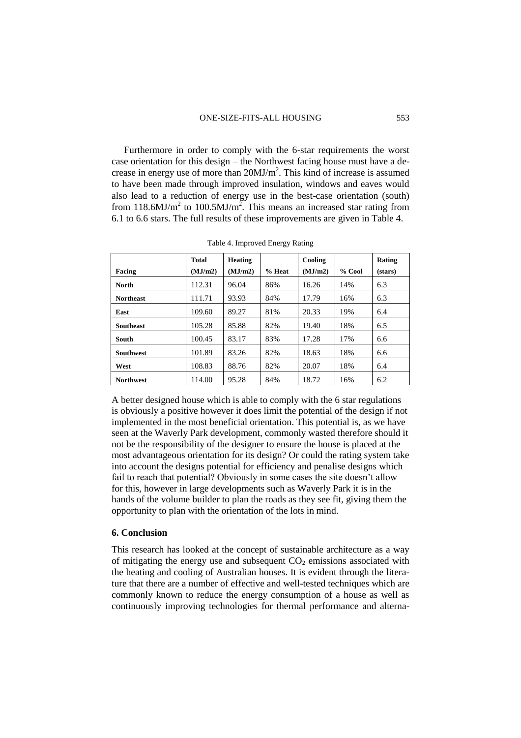Furthermore in order to comply with the 6-star requirements the worst case orientation for this design – the Northwest facing house must have a decrease in energy use of more than $20MJ/m^2$. This kind of increase is assumed to have been made through improved insulation, windows and eaves would also lead to a reduction of energy use in the best-case orientation (south) from $118.6MJ/m^2$ to $100.5MJ/m^2$. This means an increased star rating from 6.1 to 6.6 stars. The full results of these improvements are given in Table 4.

Table 4. Improved Energy Rating

| Facing | Total (MJ/m2) | Heating (MJ/m2) | % Heat | Cooling (MJ/m2) | % Cool | Rating (stars) |
|---|---|---|---|---|---|---|
| **North** | 112.31 | 96.04 | 86% | 16.26 | 14% | 6.3 |
| **Northeast** | 111.71 | 93.93 | 84% | 17.79 | 16% | 6.3 |
| **East** | 109.60 | 89.27 | 81% | 20.33 | 19% | 6.4 |
| **Southeast** | 105.28 | 85.88 | 82% | 19.40 | 18% | 6.5 |
| **South** | 100.45 | 83.17 | 83% | 17.28 | 17% | 6.6 |
| **Southwest** | 101.89 | 83.26 | 82% | 18.63 | 18% | 6.6 |
| **West** | 108.83 | 88.76 | 82% | 20.07 | 18% | 6.4 |
| **Northwest** | 114.00 | 95.28 | 84% | 18.72 | 16% | 6.2 |

A better designed house which is able to comply with the 6 star regulations is obviously a positive however it does limit the potential of the design if not implemented in the most beneficial orientation. This potential is, as we have seen at the Waverly Park development, commonly wasted therefore should it not be the responsibility of the designer to ensure the house is placed at the most advantageous orientation for its design? Or could the rating system take into account the designs potential for efficiency and penalise designs which fail to reach that potential? Obviously in some cases the site doesn't allow for this, however in large developments such as Waverly Park it is in the hands of the volume builder to plan the roads as they see fit, giving them the opportunity to plan with the orientation of the lots in mind.

## 6. Conclusion

This research has looked at the concept of sustainable architecture as a way of mitigating the energy use and subsequent $CO_2$ emissions associated with the heating and cooling of Australian houses. It is evident through the literature that there are a number of effective and well-tested techniques which are commonly known to reduce the energy consumption of a house as well as continuously improving technologies for thermal performance and alterna-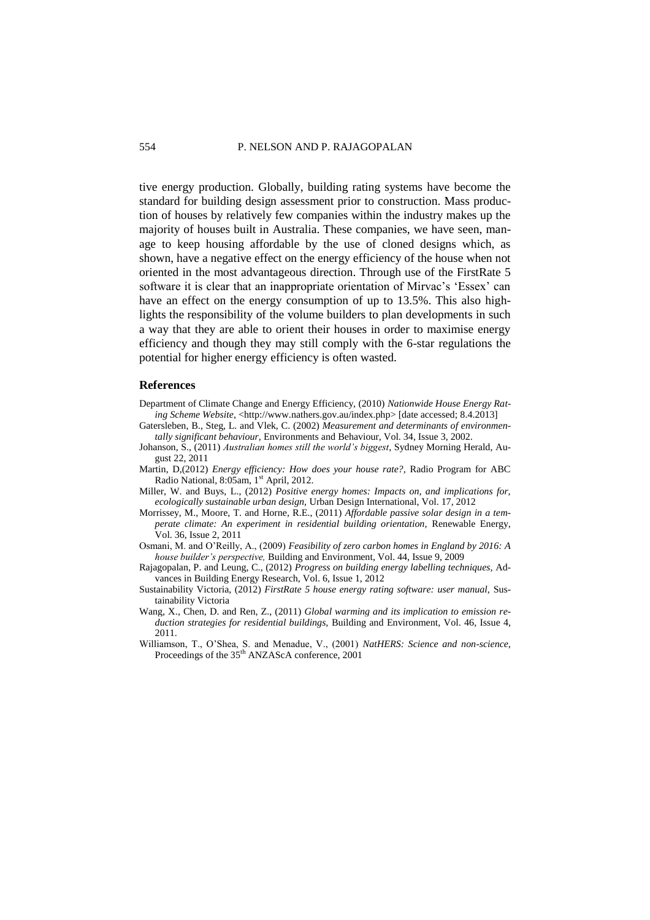tive energy production. Globally, building rating systems have become the standard for building design assessment prior to construction. Mass production of houses by relatively few companies within the industry makes up the majority of houses built in Australia. These companies, we have seen, manage to keep housing affordable by the use of cloned designs which, as shown, have a negative effect on the energy efficiency of the house when not oriented in the most advantageous direction. Through use of the FirstRate 5 software it is clear that an inappropriate orientation of Mirvac's 'Essex' can have an effect on the energy consumption of up to 13.5%. This also highlights the responsibility of the volume builders to plan developments in such a way that they are able to orient their houses in order to maximise energy efficiency and though they may still comply with the 6-star regulations the potential for higher energy efficiency is often wasted.

## References

Department of Climate Change and Energy Efficiency, (2010) *Nationwide House Energy Rating Scheme Website*, <http://www.nathers.gov.au/index.php> [date accessed; 8.4.2013]

Gatersleben, B., Steg, L. and Vlek, C. (2002) *Measurement and determinants of environmentally significant behaviour*, Environments and Behaviour, Vol. 34, Issue 3, 2002.

Johanson, S., (2011) *Australian homes still the world's biggest*, Sydney Morning Herald, August 22, 2011

Martin, D,(2012) *Energy efficiency: How does your house rate?*, Radio Program for ABC Radio National, 8:05am, 1st April, 2012.

Miller, W. and Buys, L., (2012) *Positive energy homes: Impacts on, and implications for, ecologically sustainable urban design*, Urban Design International, Vol. 17, 2012

Morrissey, M., Moore, T. and Horne, R.E., (2011) *Affordable passive solar design in a temperate climate: An experiment in residential building orientation*, Renewable Energy, Vol. 36, Issue 2, 2011

Osmani, M. and O'Reilly, A., (2009) *Feasibility of zero carbon homes in England by 2016: A house builder's perspective,* Building and Environment, Vol. 44, Issue 9, 2009

Rajagopalan, P. and Leung, C., (2012) *Progress on building energy labelling techniques*, Advances in Building Energy Research, Vol. 6, Issue 1, 2012

Sustainability Victoria, (2012) *FirstRate 5 house energy rating software: user manual*, Sustainability Victoria

Wang, X., Chen, D. and Ren, Z., (2011) *Global warming and its implication to emission reduction strategies for residential buildings*, Building and Environment, Vol. 46, Issue 4, 2011.

Williamson, T., O'Shea, S. and Menadue, V., (2001) *NatHERS: Science and non-science*, Proceedings of the 35th ANZAScA conference, 2001